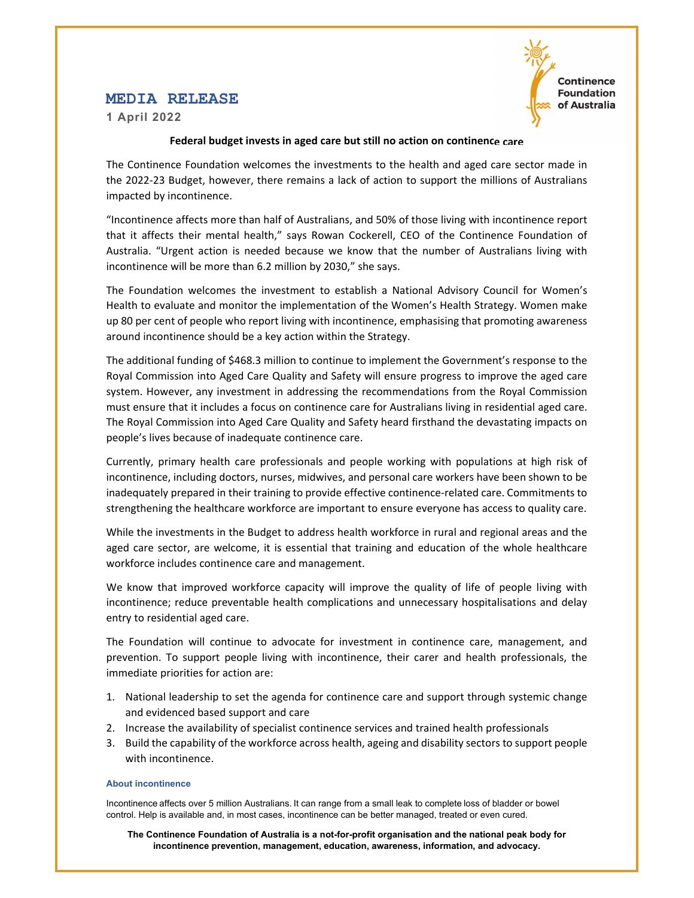Continence Foundation of Australia

# MEDIA RELEASE

**1 April 2022**

**Federal budget invests in aged care but still no action on continence care**

The Continence Foundation welcomes the investments to the health and aged care sector made in the 2022-23 Budget, however, there remains a lack of action to support the millions of Australians impacted by incontinence.

"Incontinence affects more than half of Australians, and 50% of those living with incontinence report that it affects their mental health," says Rowan Cockerell, CEO of the Continence Foundation of Australia. "Urgent action is needed because we know that the number of Australians living with incontinence will be more than 6.2 million by 2030," she says.

The Foundation welcomes the investment to establish a National Advisory Council for Women's Health to evaluate and monitor the implementation of the Women's Health Strategy. Women make up 80 per cent of people who report living with incontinence, emphasising that promoting awareness around incontinence should be a key action within the Strategy.

The additional funding of $468.3 million to continue to implement the Government's response to the Royal Commission into Aged Care Quality and Safety will ensure progress to improve the aged care system. However, any investment in addressing the recommendations from the Royal Commission must ensure that it includes a focus on continence care for Australians living in residential aged care. The Royal Commission into Aged Care Quality and Safety heard firsthand the devastating impacts on people's lives because of inadequate continence care.

Currently, primary health care professionals and people working with populations at high risk of incontinence, including doctors, nurses, midwives, and personal care workers have been shown to be inadequately prepared in their training to provide effective continence-related care. Commitments to strengthening the healthcare workforce are important to ensure everyone has access to quality care.

While the investments in the Budget to address health workforce in rural and regional areas and the aged care sector, are welcome, it is essential that training and education of the whole healthcare workforce includes continence care and management.

We know that improved workforce capacity will improve the quality of life of people living with incontinence; reduce preventable health complications and unnecessary hospitalisations and delay entry to residential aged care.

The Foundation will continue to advocate for investment in continence care, management, and prevention. To support people living with incontinence, their carer and health professionals, the immediate priorities for action are:

1. National leadership to set the agenda for continence care and support through systemic change and evidenced based support and care
2. Increase the availability of specialist continence services and trained health professionals
3. Build the capability of the workforce across health, ageing and disability sectors to support people with incontinence.

### About incontinence

Incontinence affects over 5 million Australians. It can range from a small leak to complete loss of bladder or bowel control. Help is available and, in most cases, incontinence can be better managed, treated or even cured.

**The Continence Foundation of Australia is a not-for-profit organisation and the national peak body for incontinence prevention, management, education, awareness, information, and advocacy.**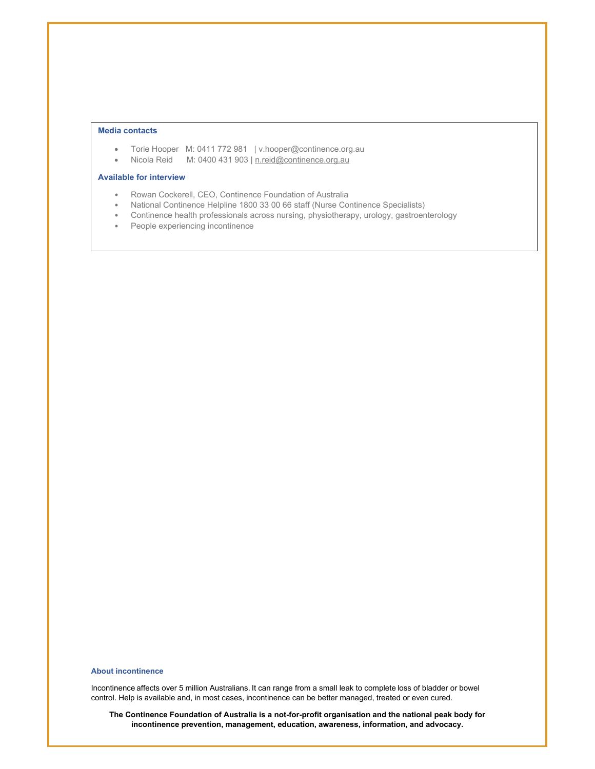### Media contacts

- Torie Hooper M: 0411 772 981 | v.hooper@continence.org.au
- Nicola Reid M: 0400 431 903 | n.reid@continence.org.au

### Available for interview

- Rowan Cockerell, CEO, Continence Foundation of Australia
- National Continence Helpline 1800 33 00 66 staff (Nurse Continence Specialists)
- Continence health professionals across nursing, physiotherapy, urology, gastroenterology
- People experiencing incontinence

### About incontinence

Incontinence affects over 5 million Australians. It can range from a small leak to complete loss of bladder or bowel control. Help is available and, in most cases, incontinence can be better managed, treated or even cured.

**The Continence Foundation of Australia is a not-for-profit organisation and the national peak body for incontinence prevention, management, education, awareness, information, and advocacy.**